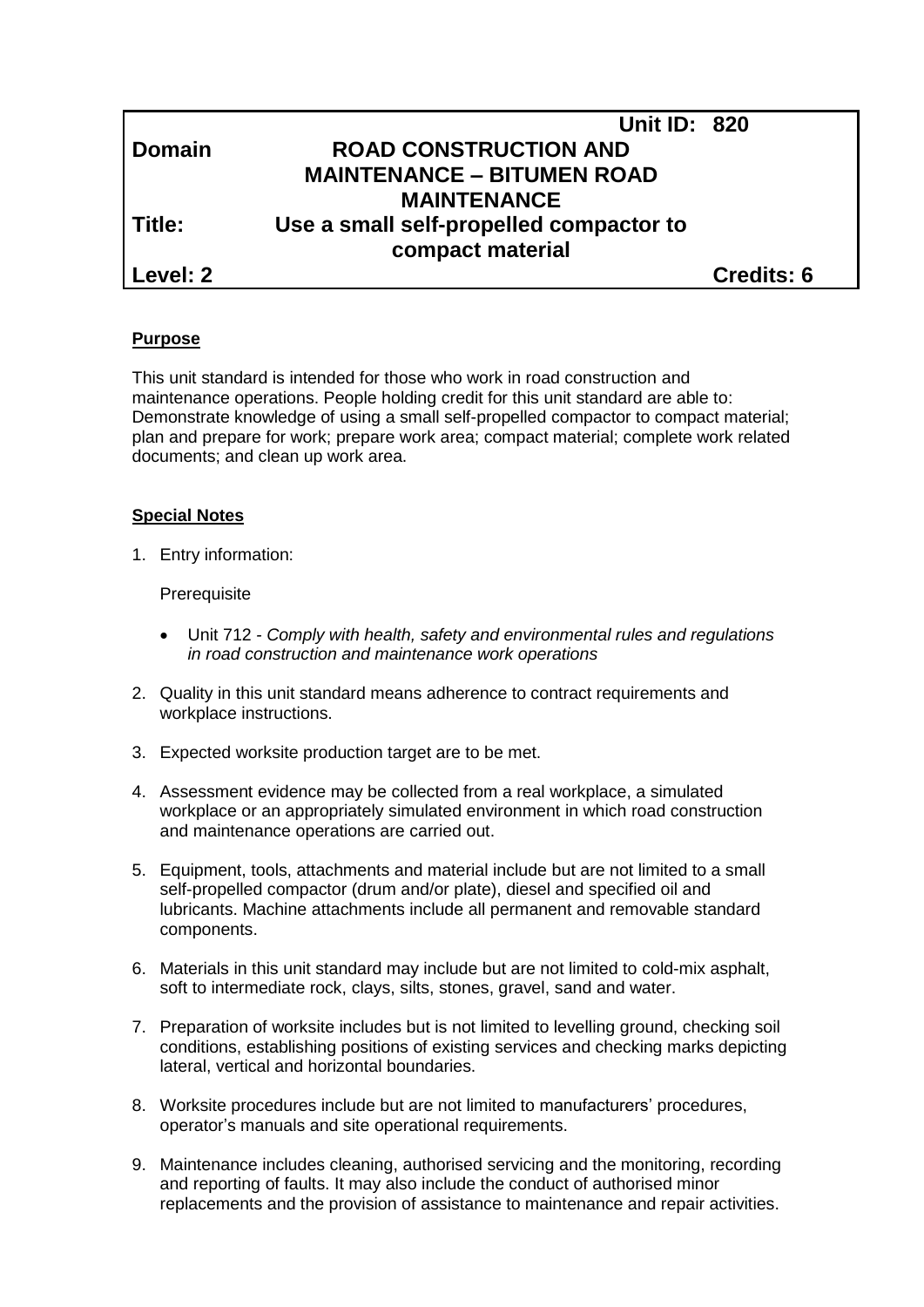| | Unit ID: 820 |
|---|---|
| **Domain** | **ROAD CONSTRUCTION AND MAINTENANCE – BITUMEN ROAD MAINTENANCE** |
| **Title:** | **Use a small self-propelled compactor to compact material** |
| **Level: 2** | **Credits: 6** |

**Purpose**

This unit standard is intended for those who work in road construction and maintenance operations. People holding credit for this unit standard are able to: Demonstrate knowledge of using a small self-propelled compactor to compact material; plan and prepare for work; prepare work area; compact material; complete work related documents; and clean up work area.

**Special Notes**

1. Entry information:

   Prerequisite

   - Unit 712 - *Comply with health, safety and environmental rules and regulations in road construction and maintenance work operations*

2. Quality in this unit standard means adherence to contract requirements and workplace instructions.

3. Expected worksite production target are to be met.

4. Assessment evidence may be collected from a real workplace, a simulated workplace or an appropriately simulated environment in which road construction and maintenance operations are carried out.

5. Equipment, tools, attachments and material include but are not limited to a small self-propelled compactor (drum and/or plate), diesel and specified oil and lubricants. Machine attachments include all permanent and removable standard components.

6. Materials in this unit standard may include but are not limited to cold-mix asphalt, soft to intermediate rock, clays, silts, stones, gravel, sand and water.

7. Preparation of worksite includes but is not limited to levelling ground, checking soil conditions, establishing positions of existing services and checking marks depicting lateral, vertical and horizontal boundaries.

8. Worksite procedures include but are not limited to manufacturers' procedures, operator's manuals and site operational requirements.

9. Maintenance includes cleaning, authorised servicing and the monitoring, recording and reporting of faults. It may also include the conduct of authorised minor replacements and the provision of assistance to maintenance and repair activities.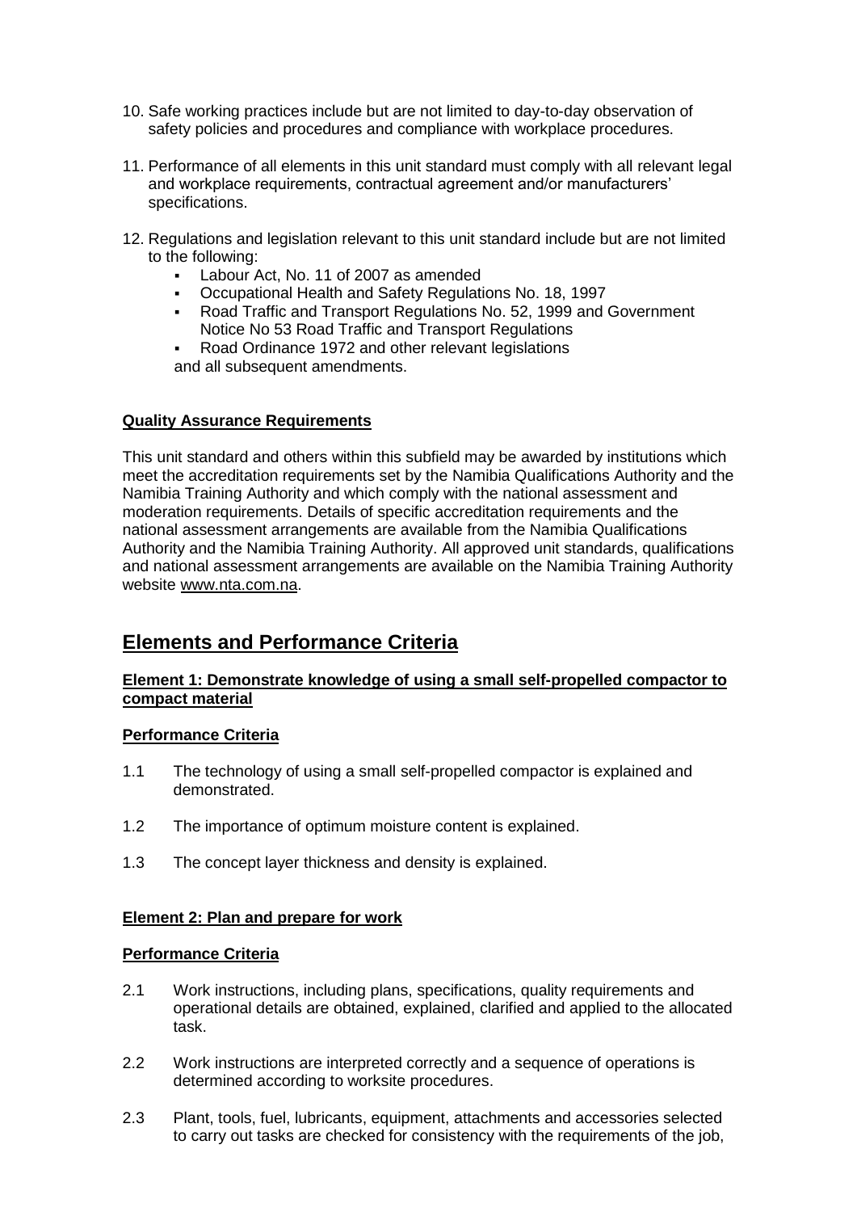10. Safe working practices include but are not limited to day-to-day observation of safety policies and procedures and compliance with workplace procedures.

11. Performance of all elements in this unit standard must comply with all relevant legal and workplace requirements, contractual agreement and/or manufacturers' specifications.

12. Regulations and legislation relevant to this unit standard include but are not limited to the following:
    - Labour Act, No. 11 of 2007 as amended
    - Occupational Health and Safety Regulations No. 18, 1997
    - Road Traffic and Transport Regulations No. 52, 1999 and Government Notice No 53 Road Traffic and Transport Regulations
    - Road Ordinance 1972 and other relevant legislations

    and all subsequent amendments.

**Quality Assurance Requirements**

This unit standard and others within this subfield may be awarded by institutions which meet the accreditation requirements set by the Namibia Qualifications Authority and the Namibia Training Authority and which comply with the national assessment and moderation requirements. Details of specific accreditation requirements and the national assessment arrangements are available from the Namibia Qualifications Authority and the Namibia Training Authority. All approved unit standards, qualifications and national assessment arrangements are available on the Namibia Training Authority website www.nta.com.na.

## Elements and Performance Criteria

**Element 1: Demonstrate knowledge of using a small self-propelled compactor to compact material**

**Performance Criteria**

1.1 The technology of using a small self-propelled compactor is explained and demonstrated.

1.2 The importance of optimum moisture content is explained.

1.3 The concept layer thickness and density is explained.

**Element 2: Plan and prepare for work**

**Performance Criteria**

2.1 Work instructions, including plans, specifications, quality requirements and operational details are obtained, explained, clarified and applied to the allocated task.

2.2 Work instructions are interpreted correctly and a sequence of operations is determined according to worksite procedures.

2.3 Plant, tools, fuel, lubricants, equipment, attachments and accessories selected to carry out tasks are checked for consistency with the requirements of the job,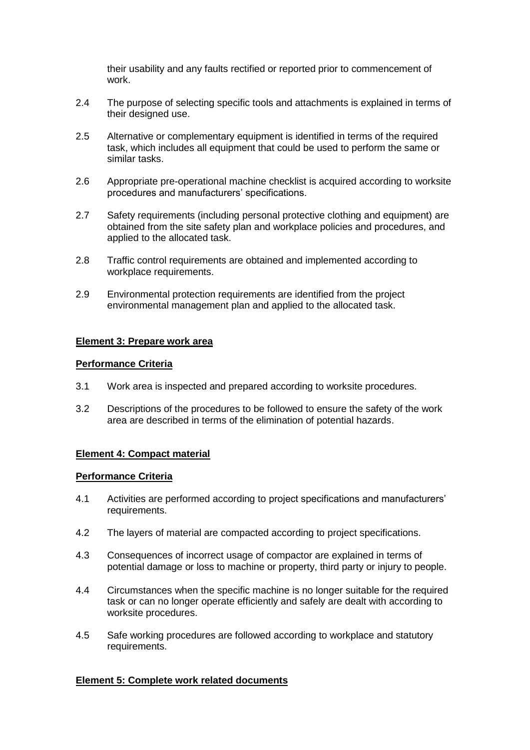their usability and any faults rectified or reported prior to commencement of work.

2.4 The purpose of selecting specific tools and attachments is explained in terms of their designed use.

2.5 Alternative or complementary equipment is identified in terms of the required task, which includes all equipment that could be used to perform the same or similar tasks.

2.6 Appropriate pre-operational machine checklist is acquired according to worksite procedures and manufacturers' specifications.

2.7 Safety requirements (including personal protective clothing and equipment) are obtained from the site safety plan and workplace policies and procedures, and applied to the allocated task.

2.8 Traffic control requirements are obtained and implemented according to workplace requirements.

2.9 Environmental protection requirements are identified from the project environmental management plan and applied to the allocated task.

**Element 3: Prepare work area**

**Performance Criteria**

3.1 Work area is inspected and prepared according to worksite procedures.

3.2 Descriptions of the procedures to be followed to ensure the safety of the work area are described in terms of the elimination of potential hazards.

**Element 4: Compact material**

**Performance Criteria**

4.1 Activities are performed according to project specifications and manufacturers' requirements.

4.2 The layers of material are compacted according to project specifications.

4.3 Consequences of incorrect usage of compactor are explained in terms of potential damage or loss to machine or property, third party or injury to people.

4.4 Circumstances when the specific machine is no longer suitable for the required task or can no longer operate efficiently and safely are dealt with according to worksite procedures.

4.5 Safe working procedures are followed according to workplace and statutory requirements.

**Element 5: Complete work related documents**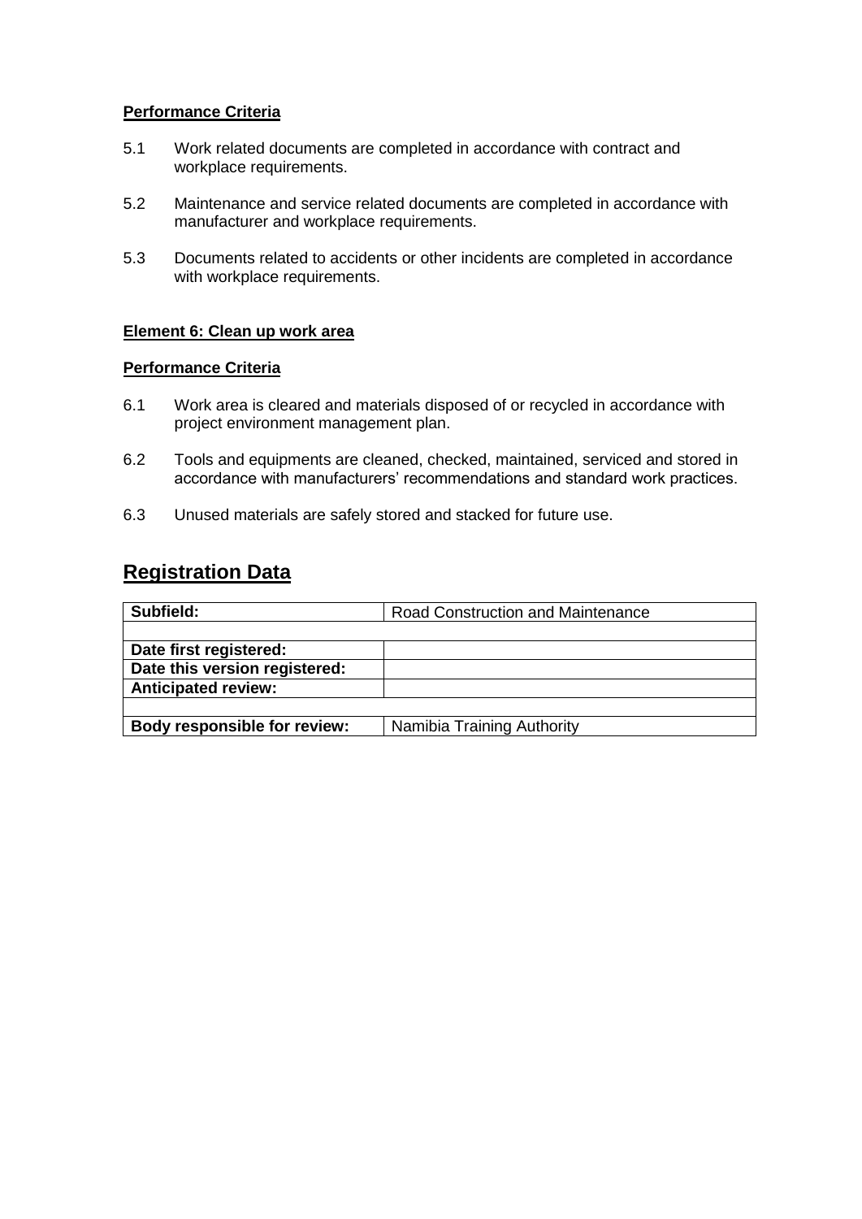**Performance Criteria**

5.1 Work related documents are completed in accordance with contract and workplace requirements.

5.2 Maintenance and service related documents are completed in accordance with manufacturer and workplace requirements.

5.3 Documents related to accidents or other incidents are completed in accordance with workplace requirements.

**Element 6: Clean up work area**

**Performance Criteria**

6.1 Work area is cleared and materials disposed of or recycled in accordance with project environment management plan.

6.2 Tools and equipments are cleaned, checked, maintained, serviced and stored in accordance with manufacturers' recommendations and standard work practices.

6.3 Unused materials are safely stored and stacked for future use.

## Registration Data

| | |
|---|---|
| **Subfield:** | Road Construction and Maintenance |
| | |
| **Date first registered:** | |
| **Date this version registered:** | |
| **Anticipated review:** | |
| | |
| **Body responsible for review:** | Namibia Training Authority |